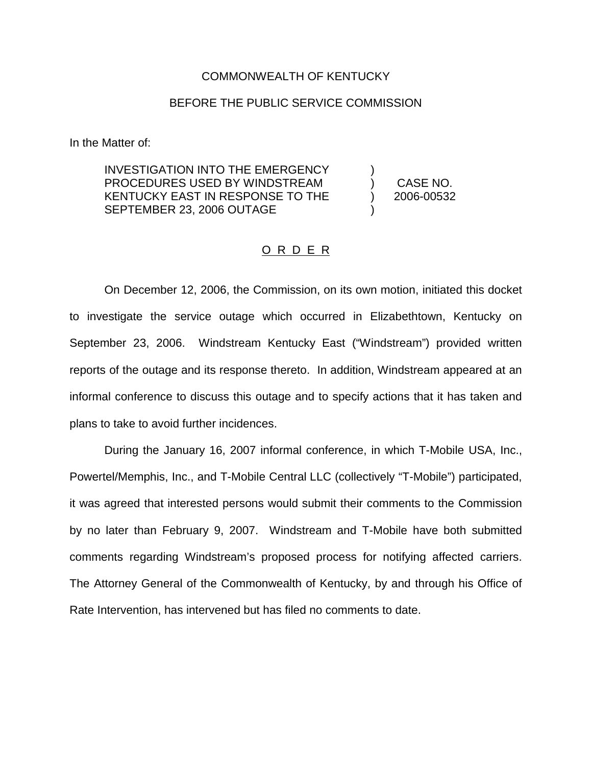COMMONWEALTH OF KENTUCKY

BEFORE THE PUBLIC SERVICE COMMISSION

In the Matter of:

| | | |
|---|---|---|
| INVESTIGATION INTO THE EMERGENCY PROCEDURES USED BY WINDSTREAM KENTUCKY EAST IN RESPONSE TO THE SEPTEMBER 23, 2006 OUTAGE | ) ) ) ) | CASE NO. 2006-00532 |

O R D E R

On December 12, 2006, the Commission, on its own motion, initiated this docket to investigate the service outage which occurred in Elizabethtown, Kentucky on September 23, 2006. Windstream Kentucky East ("Windstream") provided written reports of the outage and its response thereto. In addition, Windstream appeared at an informal conference to discuss this outage and to specify actions that it has taken and plans to take to avoid further incidences.

During the January 16, 2007 informal conference, in which T-Mobile USA, Inc., Powertel/Memphis, Inc., and T-Mobile Central LLC (collectively "T-Mobile") participated, it was agreed that interested persons would submit their comments to the Commission by no later than February 9, 2007. Windstream and T-Mobile have both submitted comments regarding Windstream's proposed process for notifying affected carriers. The Attorney General of the Commonwealth of Kentucky, by and through his Office of Rate Intervention, has intervened but has filed no comments to date.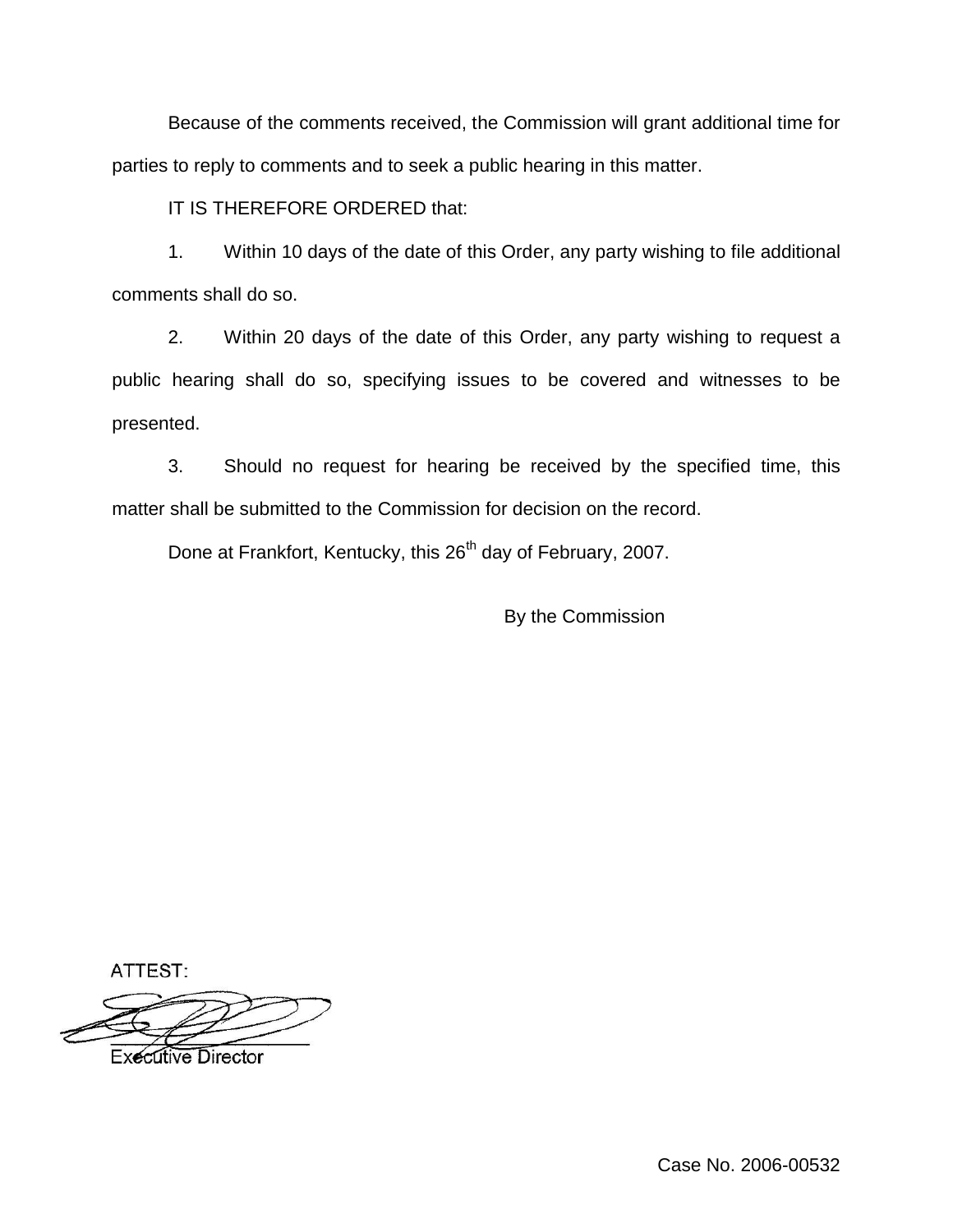Because of the comments received, the Commission will grant additional time for parties to reply to comments and to seek a public hearing in this matter.

IT IS THEREFORE ORDERED that:

1. Within 10 days of the date of this Order, any party wishing to file additional comments shall do so.

2. Within 20 days of the date of this Order, any party wishing to request a public hearing shall do so, specifying issues to be covered and witnesses to be presented.

3. Should no request for hearing be received by the specified time, this matter shall be submitted to the Commission for decision on the record.

Done at Frankfort, Kentucky, this 26th day of February, 2007.

By the Commission

ATTEST:

Executive Director

Case No. 2006-00532